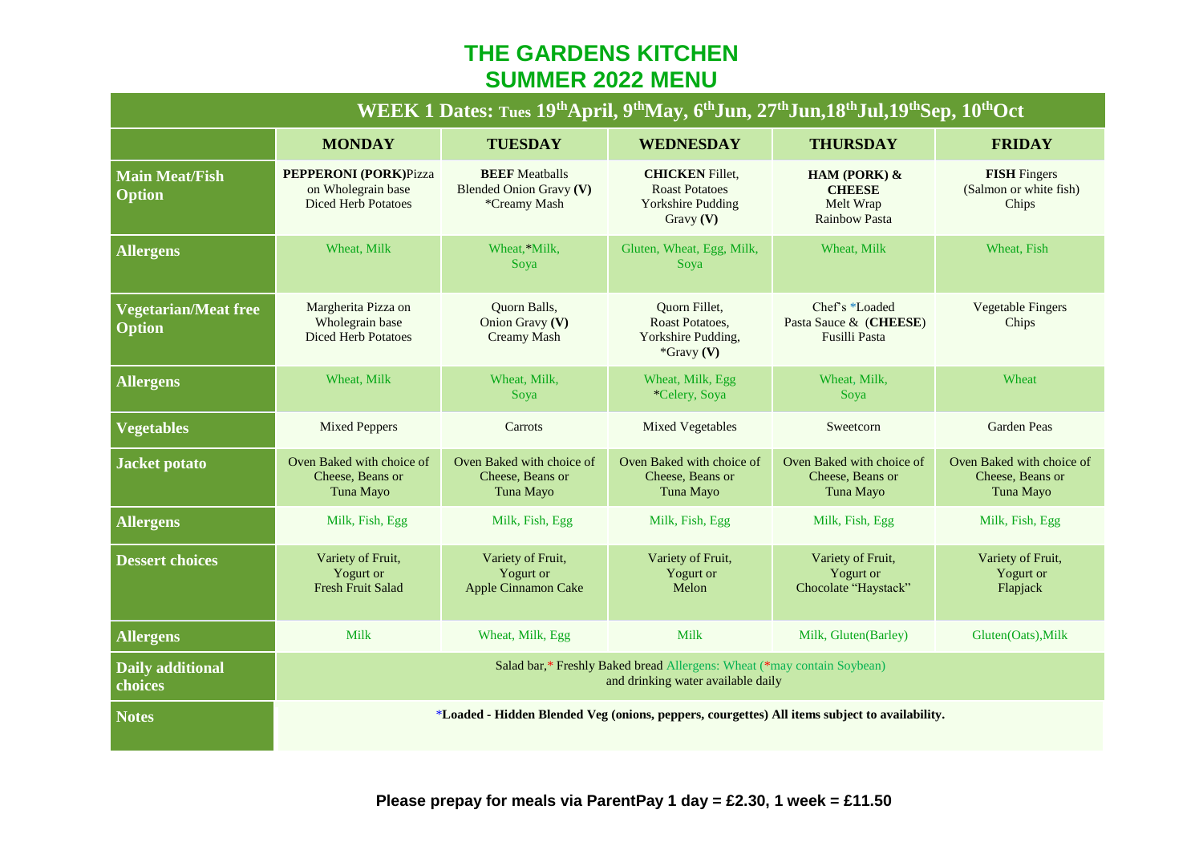# THE GARDENS KITCHEN
# SUMMER 2022 MENU

| WEEK 1 Dates: Tues 19th April, 9th May, 6th Jun, 27th Jun, 18th Jul, 19th Sep, 10th Oct | | | | | |
|---|---|---|---|---|---|
| | **MONDAY** | **TUESDAY** | **WEDNESDAY** | **THURSDAY** | **FRIDAY** |
| **Main Meat/Fish Option** | **PEPPERONI (PORK)** Pizza on Wholegrain base Diced Herb Potatoes | **BEEF** Meatballs Blended Onion Gravy **(V)** *Creamy Mash | **CHICKEN** Fillet, Roast Potatoes Yorkshire Pudding Gravy **(V)** | **HAM (PORK) & CHEESE** Melt Wrap Rainbow Pasta | **FISH** Fingers (Salmon or white fish) Chips |
| **Allergens** | Wheat, Milk | Wheat, *Milk, Soya | Gluten, Wheat, Egg, Milk, Soya | Wheat, Milk | Wheat, Fish |
| **Vegetarian/Meat free Option** | Margherita Pizza on Wholegrain base Diced Herb Potatoes | Quorn Balls, Onion Gravy **(V)** Creamy Mash | Quorn Fillet, Roast Potatoes, Yorkshire Pudding, *Gravy **(V)** | Chef's *Loaded Pasta Sauce & (**CHEESE**) Fusilli Pasta | Vegetable Fingers Chips |
| **Allergens** | Wheat, Milk | Wheat, Milk, Soya | Wheat, Milk, Egg *Celery, Soya | Wheat, Milk, Soya | Wheat |
| **Vegetables** | Mixed Peppers | Carrots | Mixed Vegetables | Sweetcorn | Garden Peas |
| **Jacket potato** | Oven Baked with choice of Cheese, Beans or Tuna Mayo | Oven Baked with choice of Cheese, Beans or Tuna Mayo | Oven Baked with choice of Cheese, Beans or Tuna Mayo | Oven Baked with choice of Cheese, Beans or Tuna Mayo | Oven Baked with choice of Cheese, Beans or Tuna Mayo |
| **Allergens** | Milk, Fish, Egg | Milk, Fish, Egg | Milk, Fish, Egg | Milk, Fish, Egg | Milk, Fish, Egg |
| **Dessert choices** | Variety of Fruit, Yogurt or Fresh Fruit Salad | Variety of Fruit, Yogurt or Apple Cinnamon Cake | Variety of Fruit, Yogurt or Melon | Variety of Fruit, Yogurt or Chocolate "Haystack" | Variety of Fruit, Yogurt or Flapjack |
| **Allergens** | Milk | Wheat, Milk, Egg | Milk | Milk, Gluten(Barley) | Gluten(Oats),Milk |
| **Daily additional choices** | Salad bar,* Freshly Baked bread Allergens: Wheat (*may contain Soybean) and drinking water available daily | | | | |
| **Notes** | ***Loaded - Hidden Blended Veg (onions, peppers, courgettes) All items subject to availability.** | | | | |

**Please prepay for meals via ParentPay 1 day = £2.30, 1 week = £11.50**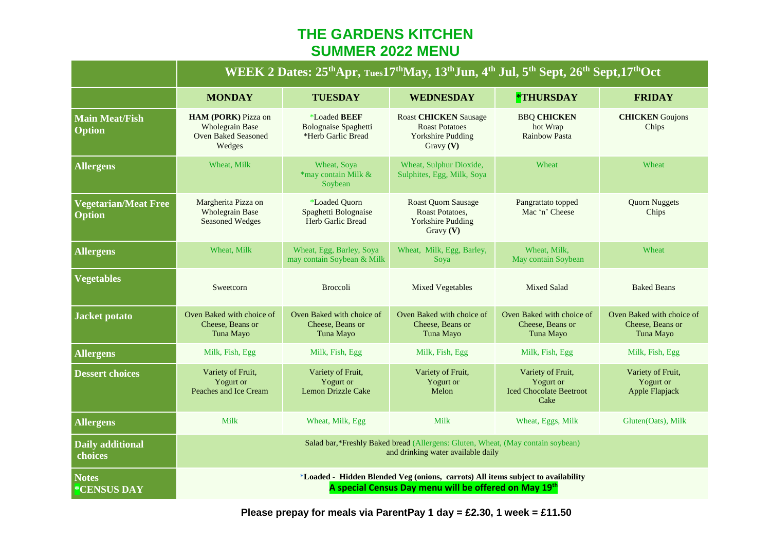# THE GARDENS KITCHEN
## SUMMER 2022 MENU

| | WEEK 2 Dates: 25th Apr, Tues 17th May, 13th Jun, 4th Jul, 5th Sept, 26th Sept, 17th Oct | | | | |
|---|---|---|---|---|---|
| | **MONDAY** | **TUESDAY** | **WEDNESDAY** | ***THURSDAY** | **FRIDAY** |
| **Main Meat/Fish Option** | **HAM (PORK)** Pizza on Wholegrain Base Oven Baked Seasoned Wedges | *Loaded **BEEF** Bolognaise Spaghetti *Herb Garlic Bread | Roast **CHICKEN** Sausage Roast Potatoes Yorkshire Pudding Gravy **(V)** | BBQ **CHICKEN** hot Wrap Rainbow Pasta | **CHICKEN** Goujons Chips |
| **Allergens** | Wheat, Milk | Wheat, Soya *may contain Milk & Soybean | Wheat, Sulphur Dioxide, Sulphites, Egg, Milk, Soya | Wheat | Wheat |
| **Vegetarian/Meat Free Option** | Margherita Pizza on Wholegrain Base Seasoned Wedges | *Loaded Quorn Spaghetti Bolognaise Herb Garlic Bread | Roast Quorn Sausage Roast Potatoes, Yorkshire Pudding Gravy **(V)** | Pangrattato topped Mac 'n' Cheese | Quorn Nuggets Chips |
| **Allergens** | Wheat, Milk | Wheat, Egg, Barley, Soya may contain Soybean & Milk | Wheat, Milk, Egg, Barley, Soya | Wheat, Milk, May contain Soybean | Wheat |
| **Vegetables** | Sweetcorn | Broccoli | Mixed Vegetables | Mixed Salad | Baked Beans |
| **Jacket potato** | Oven Baked with choice of Cheese, Beans or Tuna Mayo | Oven Baked with choice of Cheese, Beans or Tuna Mayo | Oven Baked with choice of Cheese, Beans or Tuna Mayo | Oven Baked with choice of Cheese, Beans or Tuna Mayo | Oven Baked with choice of Cheese, Beans or Tuna Mayo |
| **Allergens** | Milk, Fish, Egg | Milk, Fish, Egg | Milk, Fish, Egg | Milk, Fish, Egg | Milk, Fish, Egg |
| **Dessert choices** | Variety of Fruit, Yogurt or Peaches and Ice Cream | Variety of Fruit, Yogurt or Lemon Drizzle Cake | Variety of Fruit, Yogurt or Melon | Variety of Fruit, Yogurt or Iced Chocolate Beetroot Cake | Variety of Fruit, Yogurt or Apple Flapjack |
| **Allergens** | Milk | Wheat, Milk, Egg | Milk | Wheat, Eggs, Milk | Gluten(Oats), Milk |
| **Daily additional choices** | Salad bar, *Freshly Baked bread (Allergens: Gluten, Wheat, (May contain soybean) and drinking water available daily | | | | |
| **Notes *CENSUS DAY** | ***Loaded - Hidden Blended Veg (onions, carrots) All items subject to availability** **A special Census Day menu will be offered on May 19th** | | | | |

**Please prepay for meals via ParentPay 1 day = £2.30, 1 week = £11.50**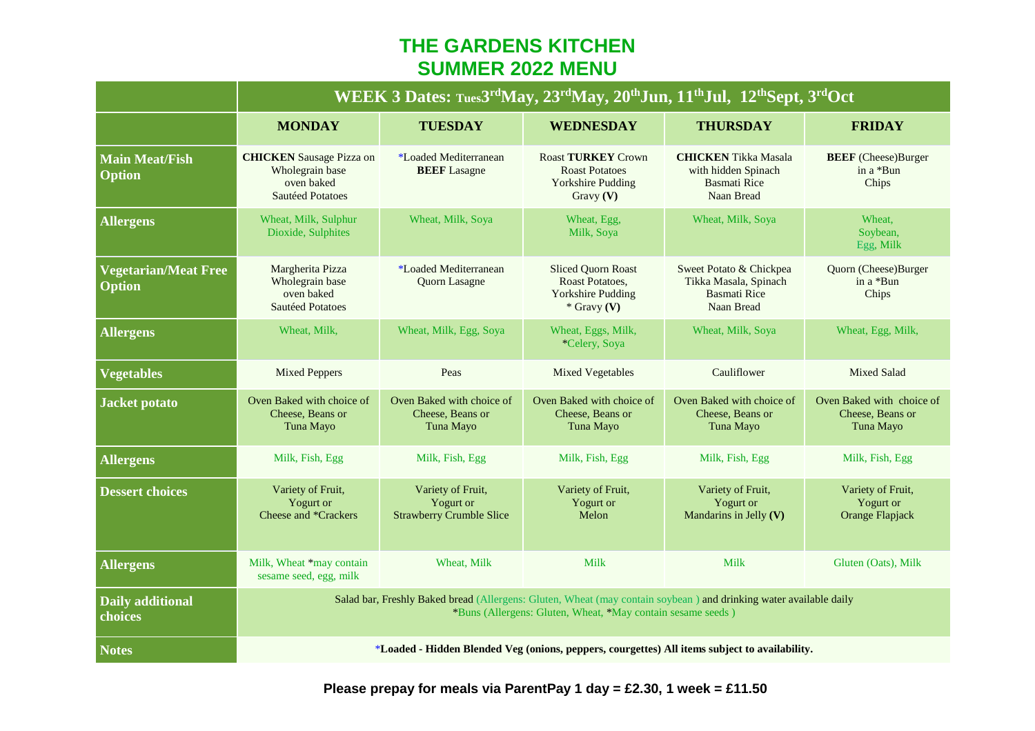# THE GARDENS KITCHEN
## SUMMER 2022 MENU

| | | | | | |
|---|---|---|---|---|---|
| | **WEEK 3 Dates: Tues3rdMay, 23rdMay, 20thJun, 11thJul, 12thSept, 3rdOct** | | | | |
| | **MONDAY** | **TUESDAY** | **WEDNESDAY** | **THURSDAY** | **FRIDAY** |
| **Main Meat/Fish Option** | **CHICKEN** Sausage Pizza on Wholegrain base oven baked Sautéed Potatoes | *Loaded Mediterranean **BEEF** Lasagne | Roast **TURKEY** Crown Roast Potatoes Yorkshire Pudding Gravy **(V)** | **CHICKEN** Tikka Masala with hidden Spinach Basmati Rice Naan Bread | **BEEF** (Cheese)Burger in a *Bun Chips |
| **Allergens** | Wheat, Milk, Sulphur Dioxide, Sulphites | Wheat, Milk, Soya | Wheat, Egg, Milk, Soya | Wheat, Milk, Soya | Wheat, Soybean, Egg, Milk |
| **Vegetarian/Meat Free Option** | Margherita Pizza Wholegrain base oven baked Sautéed Potatoes | *Loaded Mediterranean Quorn Lasagne | Sliced Quorn Roast Roast Potatoes, Yorkshire Pudding * Gravy **(V)** | Sweet Potato & Chickpea Tikka Masala, Spinach Basmati Rice Naan Bread | Quorn (Cheese)Burger in a *Bun Chips |
| **Allergens** | Wheat, Milk, | Wheat, Milk, Egg, Soya | Wheat, Eggs, Milk, *Celery, Soya | Wheat, Milk, Soya | Wheat, Egg, Milk, |
| **Vegetables** | Mixed Peppers | Peas | Mixed Vegetables | Cauliflower | Mixed Salad |
| **Jacket potato** | Oven Baked with choice of Cheese, Beans or Tuna Mayo | Oven Baked with choice of Cheese, Beans or Tuna Mayo | Oven Baked with choice of Cheese, Beans or Tuna Mayo | Oven Baked with choice of Cheese, Beans or Tuna Mayo | Oven Baked with choice of Cheese, Beans or Tuna Mayo |
| **Allergens** | Milk, Fish, Egg | Milk, Fish, Egg | Milk, Fish, Egg | Milk, Fish, Egg | Milk, Fish, Egg |
| **Dessert choices** | Variety of Fruit, Yogurt or Cheese and *Crackers | Variety of Fruit, Yogurt or Strawberry Crumble Slice | Variety of Fruit, Yogurt or Melon | Variety of Fruit, Yogurt or Mandarins in Jelly **(V)** | Variety of Fruit, Yogurt or Orange Flapjack |
| **Allergens** | Milk, Wheat *may contain sesame seed, egg, milk | Wheat, Milk | Milk | Milk | Gluten (Oats), Milk |
| **Daily additional choices** | Salad bar, Freshly Baked bread (Allergens: Gluten, Wheat (may contain soybean ) and drinking water available daily *Buns (Allergens: Gluten, Wheat, *May contain sesame seeds ) | | | | |
| **Notes** | ***Loaded - Hidden Blended Veg (onions, peppers, courgettes) All items subject to availability.** | | | | |

**Please prepay for meals via ParentPay 1 day = £2.30, 1 week = £11.50**